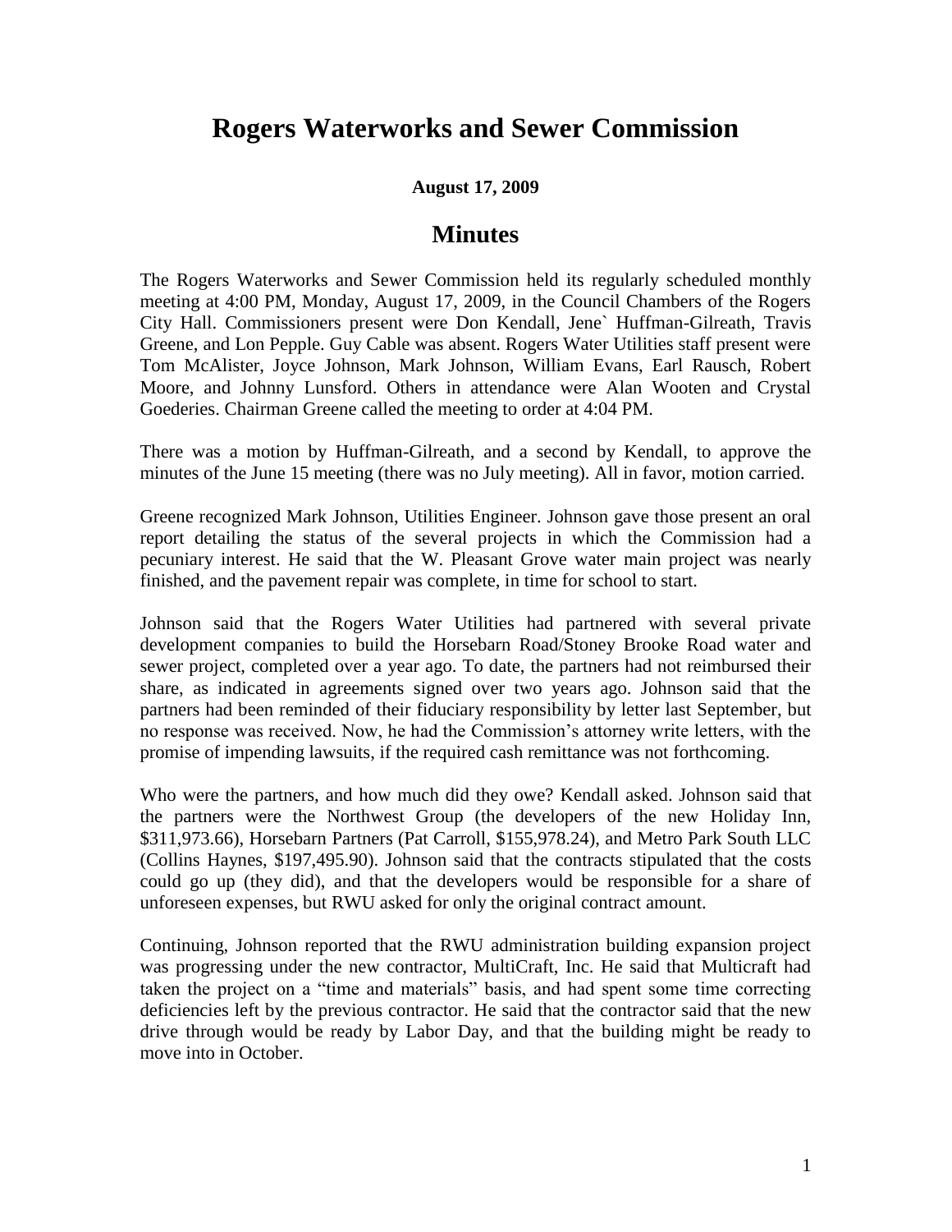# Rogers Waterworks and Sewer Commission

**August 17, 2009**

## Minutes

The Rogers Waterworks and Sewer Commission held its regularly scheduled monthly meeting at 4:00 PM, Monday, August 17, 2009, in the Council Chambers of the Rogers City Hall. Commissioners present were Don Kendall, Jene` Huffman-Gilreath, Travis Greene, and Lon Pepple. Guy Cable was absent. Rogers Water Utilities staff present were Tom McAlister, Joyce Johnson, Mark Johnson, William Evans, Earl Rausch, Robert Moore, and Johnny Lunsford. Others in attendance were Alan Wooten and Crystal Goederies. Chairman Greene called the meeting to order at 4:04 PM.

There was a motion by Huffman-Gilreath, and a second by Kendall, to approve the minutes of the June 15 meeting (there was no July meeting). All in favor, motion carried.

Greene recognized Mark Johnson, Utilities Engineer. Johnson gave those present an oral report detailing the status of the several projects in which the Commission had a pecuniary interest. He said that the W. Pleasant Grove water main project was nearly finished, and the pavement repair was complete, in time for school to start.

Johnson said that the Rogers Water Utilities had partnered with several private development companies to build the Horsebarn Road/Stoney Brooke Road water and sewer project, completed over a year ago. To date, the partners had not reimbursed their share, as indicated in agreements signed over two years ago. Johnson said that the partners had been reminded of their fiduciary responsibility by letter last September, but no response was received. Now, he had the Commission's attorney write letters, with the promise of impending lawsuits, if the required cash remittance was not forthcoming.

Who were the partners, and how much did they owe? Kendall asked. Johnson said that the partners were the Northwest Group (the developers of the new Holiday Inn, $311,973.66), Horsebarn Partners (Pat Carroll, $155,978.24), and Metro Park South LLC (Collins Haynes, $197,495.90). Johnson said that the contracts stipulated that the costs could go up (they did), and that the developers would be responsible for a share of unforeseen expenses, but RWU asked for only the original contract amount.

Continuing, Johnson reported that the RWU administration building expansion project was progressing under the new contractor, MultiCraft, Inc. He said that Multicraft had taken the project on a "time and materials" basis, and had spent some time correcting deficiencies left by the previous contractor. He said that the contractor said that the new drive through would be ready by Labor Day, and that the building might be ready to move into in October.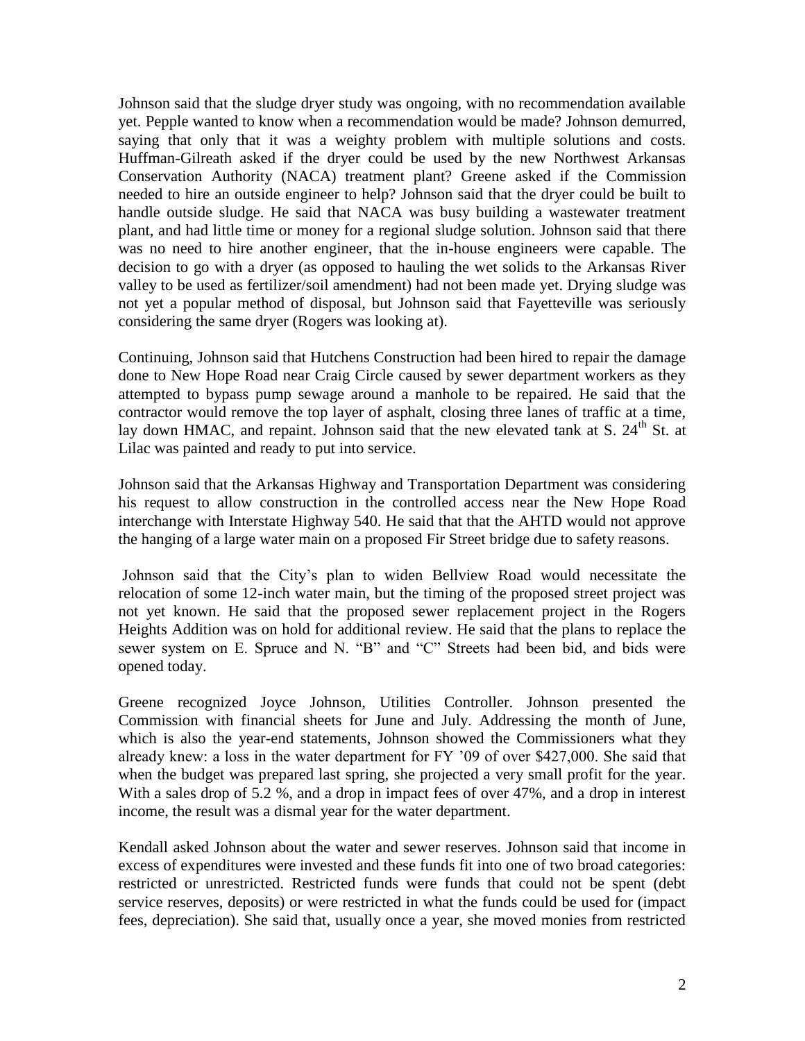Johnson said that the sludge dryer study was ongoing, with no recommendation available yet. Pepple wanted to know when a recommendation would be made? Johnson demurred, saying that only that it was a weighty problem with multiple solutions and costs. Huffman-Gilreath asked if the dryer could be used by the new Northwest Arkansas Conservation Authority (NACA) treatment plant? Greene asked if the Commission needed to hire an outside engineer to help? Johnson said that the dryer could be built to handle outside sludge. He said that NACA was busy building a wastewater treatment plant, and had little time or money for a regional sludge solution. Johnson said that there was no need to hire another engineer, that the in-house engineers were capable. The decision to go with a dryer (as opposed to hauling the wet solids to the Arkansas River valley to be used as fertilizer/soil amendment) had not been made yet. Drying sludge was not yet a popular method of disposal, but Johnson said that Fayetteville was seriously considering the same dryer (Rogers was looking at).

Continuing, Johnson said that Hutchens Construction had been hired to repair the damage done to New Hope Road near Craig Circle caused by sewer department workers as they attempted to bypass pump sewage around a manhole to be repaired. He said that the contractor would remove the top layer of asphalt, closing three lanes of traffic at a time, lay down HMAC, and repaint. Johnson said that the new elevated tank at S. 24th St. at Lilac was painted and ready to put into service.

Johnson said that the Arkansas Highway and Transportation Department was considering his request to allow construction in the controlled access near the New Hope Road interchange with Interstate Highway 540. He said that that the AHTD would not approve the hanging of a large water main on a proposed Fir Street bridge due to safety reasons.

Johnson said that the City's plan to widen Bellview Road would necessitate the relocation of some 12-inch water main, but the timing of the proposed street project was not yet known. He said that the proposed sewer replacement project in the Rogers Heights Addition was on hold for additional review. He said that the plans to replace the sewer system on E. Spruce and N. "B" and "C" Streets had been bid, and bids were opened today.

Greene recognized Joyce Johnson, Utilities Controller. Johnson presented the Commission with financial sheets for June and July. Addressing the month of June, which is also the year-end statements, Johnson showed the Commissioners what they already knew: a loss in the water department for FY '09 of over $427,000. She said that when the budget was prepared last spring, she projected a very small profit for the year. With a sales drop of 5.2 %, and a drop in impact fees of over 47%, and a drop in interest income, the result was a dismal year for the water department.

Kendall asked Johnson about the water and sewer reserves. Johnson said that income in excess of expenditures were invested and these funds fit into one of two broad categories: restricted or unrestricted. Restricted funds were funds that could not be spent (debt service reserves, deposits) or were restricted in what the funds could be used for (impact fees, depreciation). She said that, usually once a year, she moved monies from restricted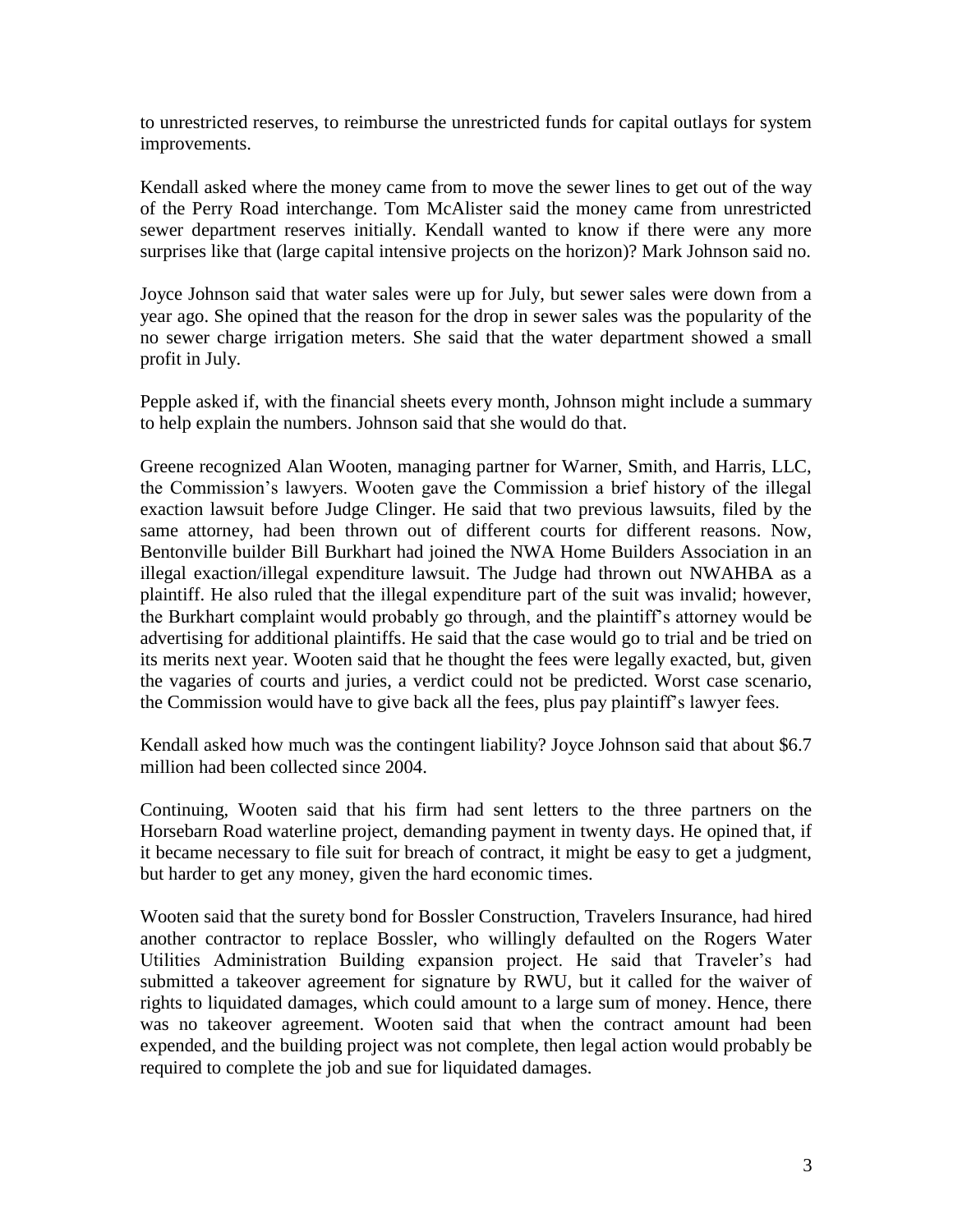to unrestricted reserves, to reimburse the unrestricted funds for capital outlays for system improvements.

Kendall asked where the money came from to move the sewer lines to get out of the way of the Perry Road interchange. Tom McAlister said the money came from unrestricted sewer department reserves initially. Kendall wanted to know if there were any more surprises like that (large capital intensive projects on the horizon)? Mark Johnson said no.

Joyce Johnson said that water sales were up for July, but sewer sales were down from a year ago. She opined that the reason for the drop in sewer sales was the popularity of the no sewer charge irrigation meters. She said that the water department showed a small profit in July.

Pepple asked if, with the financial sheets every month, Johnson might include a summary to help explain the numbers. Johnson said that she would do that.

Greene recognized Alan Wooten, managing partner for Warner, Smith, and Harris, LLC, the Commission's lawyers. Wooten gave the Commission a brief history of the illegal exaction lawsuit before Judge Clinger. He said that two previous lawsuits, filed by the same attorney, had been thrown out of different courts for different reasons. Now, Bentonville builder Bill Burkhart had joined the NWA Home Builders Association in an illegal exaction/illegal expenditure lawsuit. The Judge had thrown out NWAHBA as a plaintiff. He also ruled that the illegal expenditure part of the suit was invalid; however, the Burkhart complaint would probably go through, and the plaintiff's attorney would be advertising for additional plaintiffs. He said that the case would go to trial and be tried on its merits next year. Wooten said that he thought the fees were legally exacted, but, given the vagaries of courts and juries, a verdict could not be predicted. Worst case scenario, the Commission would have to give back all the fees, plus pay plaintiff's lawyer fees.

Kendall asked how much was the contingent liability? Joyce Johnson said that about $6.7 million had been collected since 2004.

Continuing, Wooten said that his firm had sent letters to the three partners on the Horsebarn Road waterline project, demanding payment in twenty days. He opined that, if it became necessary to file suit for breach of contract, it might be easy to get a judgment, but harder to get any money, given the hard economic times.

Wooten said that the surety bond for Bossler Construction, Travelers Insurance, had hired another contractor to replace Bossler, who willingly defaulted on the Rogers Water Utilities Administration Building expansion project. He said that Traveler's had submitted a takeover agreement for signature by RWU, but it called for the waiver of rights to liquidated damages, which could amount to a large sum of money. Hence, there was no takeover agreement. Wooten said that when the contract amount had been expended, and the building project was not complete, then legal action would probably be required to complete the job and sue for liquidated damages.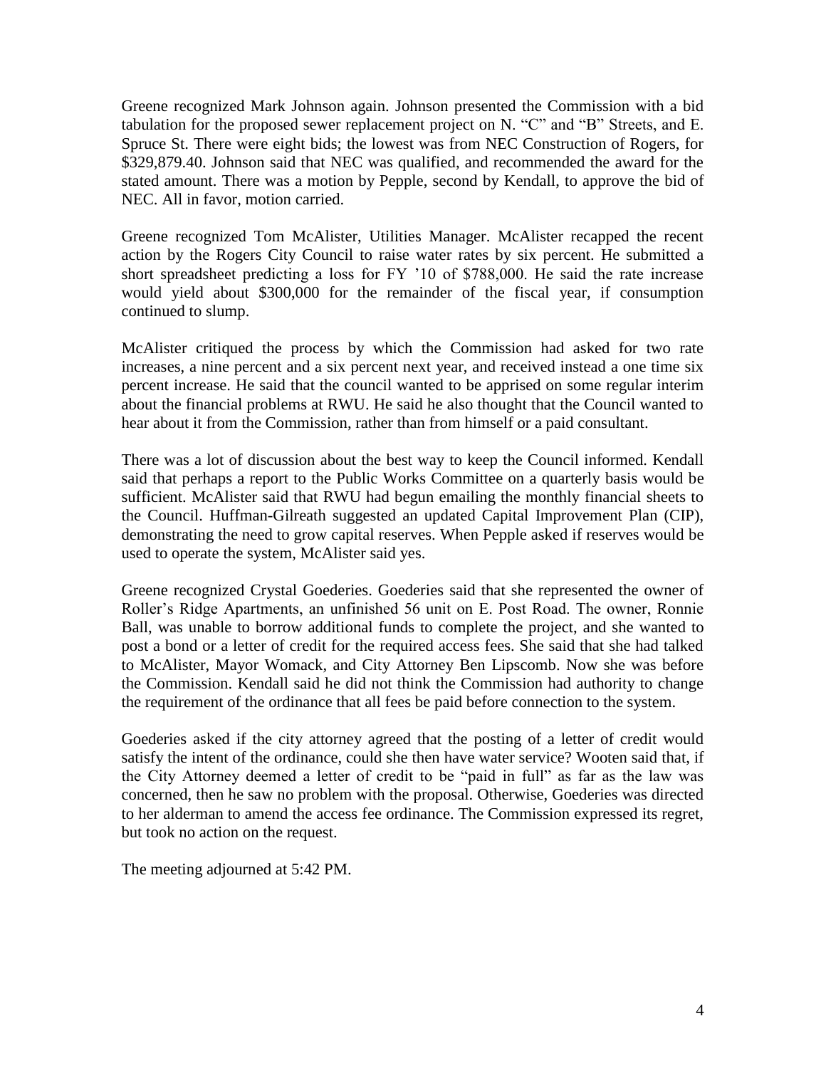Greene recognized Mark Johnson again. Johnson presented the Commission with a bid tabulation for the proposed sewer replacement project on N. "C" and "B" Streets, and E. Spruce St. There were eight bids; the lowest was from NEC Construction of Rogers, for $329,879.40. Johnson said that NEC was qualified, and recommended the award for the stated amount. There was a motion by Pepple, second by Kendall, to approve the bid of NEC. All in favor, motion carried.

Greene recognized Tom McAlister, Utilities Manager. McAlister recapped the recent action by the Rogers City Council to raise water rates by six percent. He submitted a short spreadsheet predicting a loss for FY '10 of $788,000. He said the rate increase would yield about $300,000 for the remainder of the fiscal year, if consumption continued to slump.

McAlister critiqued the process by which the Commission had asked for two rate increases, a nine percent and a six percent next year, and received instead a one time six percent increase. He said that the council wanted to be apprised on some regular interim about the financial problems at RWU. He said he also thought that the Council wanted to hear about it from the Commission, rather than from himself or a paid consultant.

There was a lot of discussion about the best way to keep the Council informed. Kendall said that perhaps a report to the Public Works Committee on a quarterly basis would be sufficient. McAlister said that RWU had begun emailing the monthly financial sheets to the Council. Huffman-Gilreath suggested an updated Capital Improvement Plan (CIP), demonstrating the need to grow capital reserves. When Pepple asked if reserves would be used to operate the system, McAlister said yes.

Greene recognized Crystal Goederies. Goederies said that she represented the owner of Roller's Ridge Apartments, an unfinished 56 unit on E. Post Road. The owner, Ronnie Ball, was unable to borrow additional funds to complete the project, and she wanted to post a bond or a letter of credit for the required access fees. She said that she had talked to McAlister, Mayor Womack, and City Attorney Ben Lipscomb. Now she was before the Commission. Kendall said he did not think the Commission had authority to change the requirement of the ordinance that all fees be paid before connection to the system.

Goederies asked if the city attorney agreed that the posting of a letter of credit would satisfy the intent of the ordinance, could she then have water service? Wooten said that, if the City Attorney deemed a letter of credit to be "paid in full" as far as the law was concerned, then he saw no problem with the proposal. Otherwise, Goederies was directed to her alderman to amend the access fee ordinance. The Commission expressed its regret, but took no action on the request.

The meeting adjourned at 5:42 PM.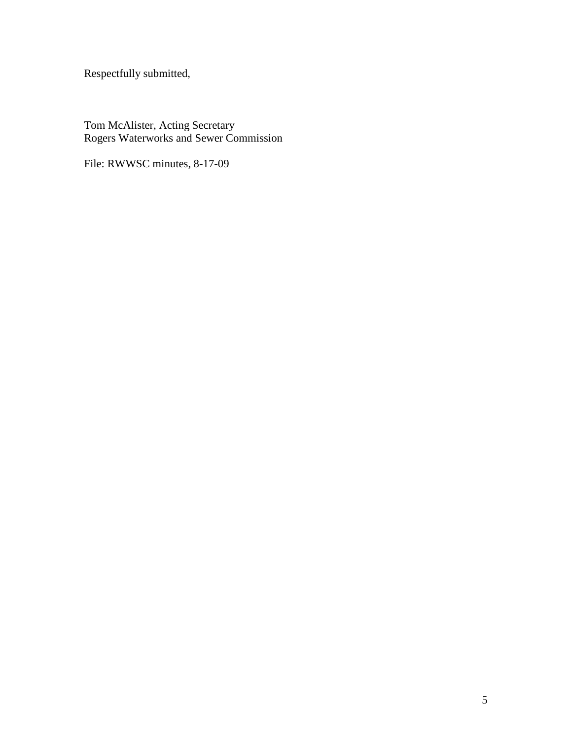Respectfully submitted,

Tom McAlister, Acting Secretary
Rogers Waterworks and Sewer Commission

File: RWWSC minutes, 8-17-09